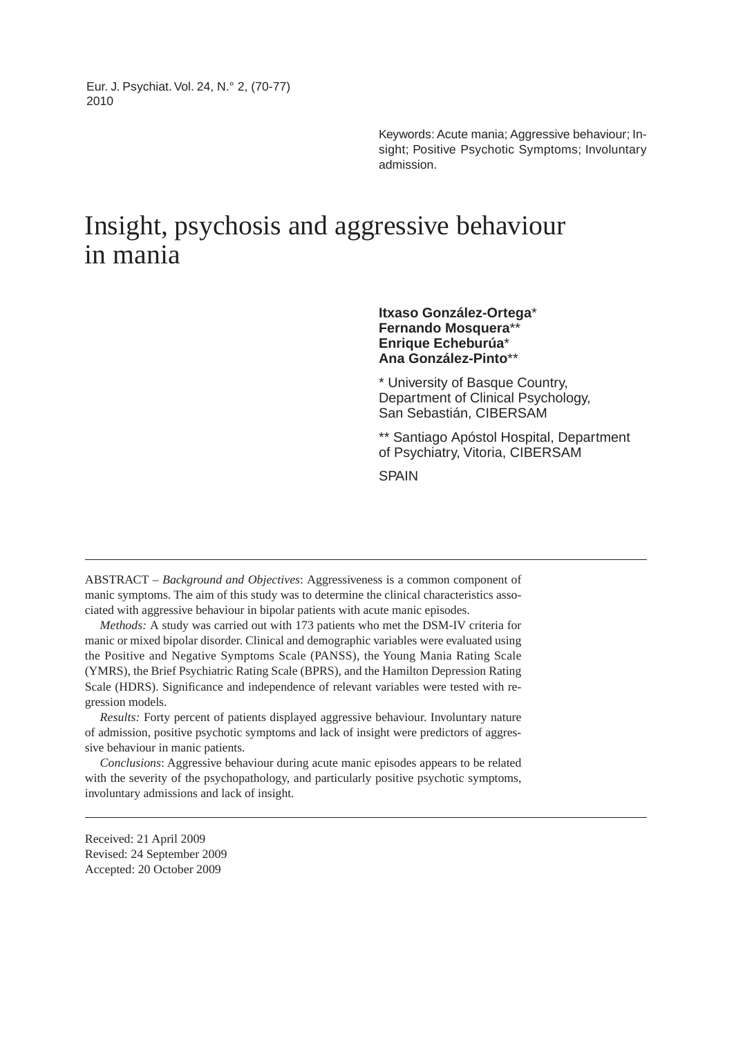Keywords: Acute mania; Aggressive behaviour; Insight; Positive Psychotic Symptoms; Involuntary admission.

# Insight, psychosis and aggressive behaviour in mania

**Itxaso González-Ortega***
**Fernando Mosquera****
**Enrique Echeburúa***
**Ana González-Pinto****

* University of Basque Country, Department of Clinical Psychology, San Sebastián, CIBERSAM

** Santiago Apóstol Hospital, Department of Psychiatry, Vitoria, CIBERSAM

SPAIN

---

ABSTRACT – *Background and Objectives*: Aggressiveness is a common component of manic symptoms. The aim of this study was to determine the clinical characteristics associated with aggressive behaviour in bipolar patients with acute manic episodes.

*Methods:* A study was carried out with 173 patients who met the DSM-IV criteria for manic or mixed bipolar disorder. Clinical and demographic variables were evaluated using the Positive and Negative Symptoms Scale (PANSS), the Young Mania Rating Scale (YMRS), the Brief Psychiatric Rating Scale (BPRS), and the Hamilton Depression Rating Scale (HDRS). Significance and independence of relevant variables were tested with regression models.

*Results:* Forty percent of patients displayed aggressive behaviour. Involuntary nature of admission, positive psychotic symptoms and lack of insight were predictors of aggressive behaviour in manic patients.

*Conclusions*: Aggressive behaviour during acute manic episodes appears to be related with the severity of the psychopathology, and particularly positive psychotic symptoms, involuntary admissions and lack of insight.

---

Received: 21 April 2009
Revised: 24 September 2009
Accepted: 20 October 2009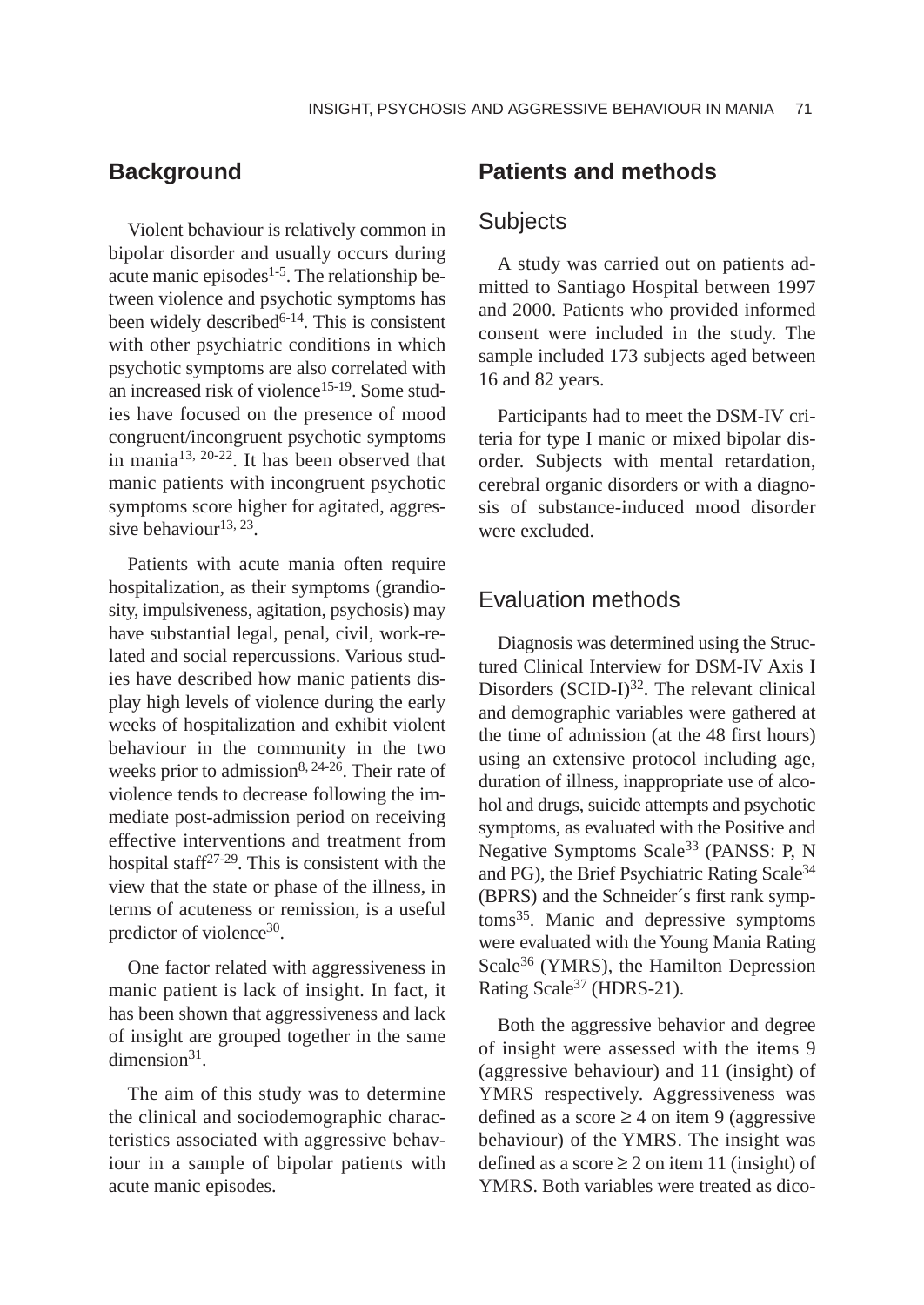## Background

Violent behaviour is relatively common in bipolar disorder and usually occurs during acute manic episodes[1-5]. The relationship between violence and psychotic symptoms has been widely described[6-14]. This is consistent with other psychiatric conditions in which psychotic symptoms are also correlated with an increased risk of violence[15-19]. Some studies have focused on the presence of mood congruent/incongruent psychotic symptoms in mania[13, 20-22]. It has been observed that manic patients with incongruent psychotic symptoms score higher for agitated, aggressive behaviour[13, 23].

Patients with acute mania often require hospitalization, as their symptoms (grandiosity, impulsiveness, agitation, psychosis) may have substantial legal, penal, civil, work-related and social repercussions. Various studies have described how manic patients display high levels of violence during the early weeks of hospitalization and exhibit violent behaviour in the community in the two weeks prior to admission[8, 24-26]. Their rate of violence tends to decrease following the immediate post-admission period on receiving effective interventions and treatment from hospital staff[27-29]. This is consistent with the view that the state or phase of the illness, in terms of acuteness or remission, is a useful predictor of violence[30].

One factor related with aggressiveness in manic patient is lack of insight. In fact, it has been shown that aggressiveness and lack of insight are grouped together in the same dimension[31].

The aim of this study was to determine the clinical and sociodemographic characteristics associated with aggressive behaviour in a sample of bipolar patients with acute manic episodes.

## Patients and methods

### Subjects

A study was carried out on patients admitted to Santiago Hospital between 1997 and 2000. Patients who provided informed consent were included in the study. The sample included 173 subjects aged between 16 and 82 years.

Participants had to meet the DSM-IV criteria for type I manic or mixed bipolar disorder. Subjects with mental retardation, cerebral organic disorders or with a diagnosis of substance-induced mood disorder were excluded.

### Evaluation methods

Diagnosis was determined using the Structured Clinical Interview for DSM-IV Axis I Disorders (SCID-I)[32]. The relevant clinical and demographic variables were gathered at the time of admission (at the 48 first hours) using an extensive protocol including age, duration of illness, inappropriate use of alcohol and drugs, suicide attempts and psychotic symptoms, as evaluated with the Positive and Negative Symptoms Scale[33] (PANSS: P, N and PG), the Brief Psychiatric Rating Scale[34] (BPRS) and the Schneider´s first rank symptoms[35]. Manic and depressive symptoms were evaluated with the Young Mania Rating Scale[36] (YMRS), the Hamilton Depression Rating Scale[37] (HDRS-21).

Both the aggressive behavior and degree of insight were assessed with the items 9 (aggressive behaviour) and 11 (insight) of YMRS respectively. Aggressiveness was defined as a score $\geq 4$ on item 9 (aggressive behaviour) of the YMRS. The insight was defined as a score $\geq 2$ on item 11 (insight) of YMRS. Both variables were treated as dico-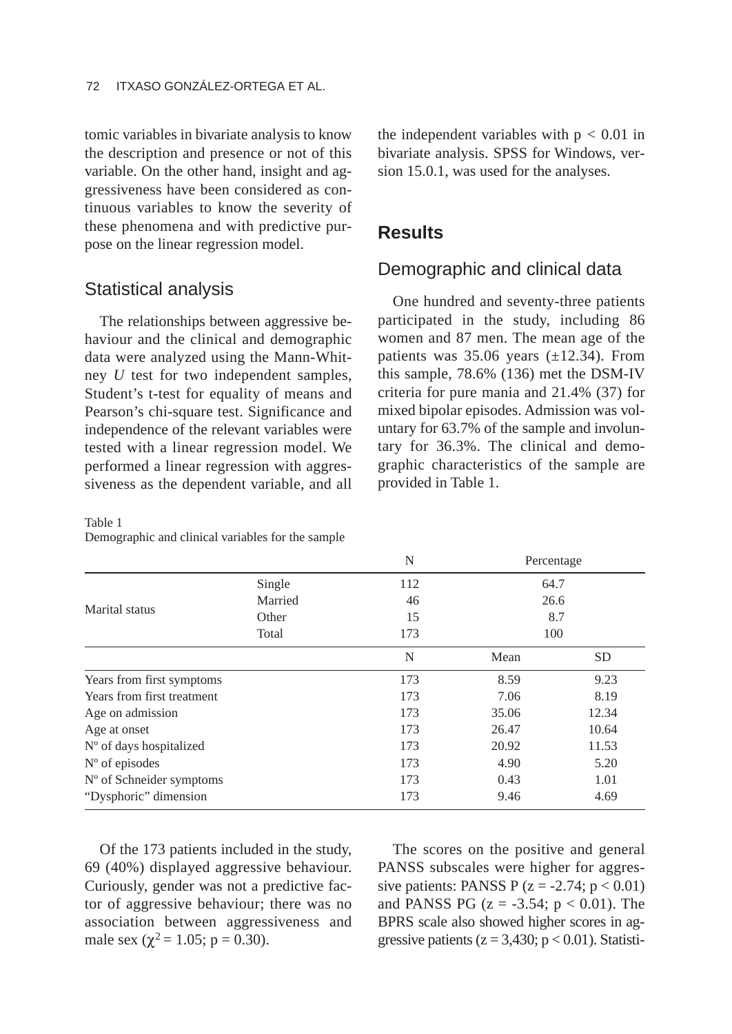tomic variables in bivariate analysis to know the description and presence or not of this variable. On the other hand, insight and aggressiveness have been considered as continuous variables to know the severity of these phenomena and with predictive purpose on the linear regression model.

## Statistical analysis

The relationships between aggressive behaviour and the clinical and demographic data were analyzed using the Mann-Whitney *U* test for two independent samples, Student's t-test for equality of means and Pearson's chi-square test. Significance and independence of the relevant variables were tested with a linear regression model. We performed a linear regression with aggressiveness as the dependent variable, and all the independent variables with $p < 0.01$ in bivariate analysis. SPSS for Windows, version 15.0.1, was used for the analyses.

# Results

## Demographic and clinical data

One hundred and seventy-three patients participated in the study, including 86 women and 87 men. The mean age of the patients was 35.06 years (±12.34). From this sample, 78.6% (136) met the DSM-IV criteria for pure mania and 21.4% (37) for mixed bipolar episodes. Admission was voluntary for 63.7% of the sample and involuntary for 36.3%. The clinical and demographic characteristics of the sample are provided in Table 1.

Table 1
Demographic and clinical variables for the sample

| | | N | Percentage | |
|---|---|---|---|---|
| Marital status | Single | 112 | 64.7 | |
| | Married | 46 | 26.6 | |
| | Other | 15 | 8.7 | |
| | Total | 173 | 100 | |
| | | N | Mean | SD |
| Years from first symptoms | | 173 | 8.59 | 9.23 |
| Years from first treatment | | 173 | 7.06 | 8.19 |
| Age on admission | | 173 | 35.06 | 12.34 |
| Age at onset | | 173 | 26.47 | 10.64 |
| Nº of days hospitalized | | 173 | 20.92 | 11.53 |
| Nº of episodes | | 173 | 4.90 | 5.20 |
| Nº of Schneider symptoms | | 173 | 0.43 | 1.01 |
| "Dysphoric" dimension | | 173 | 9.46 | 4.69 |

Of the 173 patients included in the study, 69 (40%) displayed aggressive behaviour. Curiously, gender was not a predictive factor of aggressive behaviour; there was no association between aggressiveness and male sex ($\chi^2 = 1.05$; $p = 0.30$).

The scores on the positive and general PANSS subscales were higher for aggressive patients: PANSS P ($z = -2.74$; $p < 0.01$) and PANSS PG ($z = -3.54$; $p < 0.01$). The BPRS scale also showed higher scores in aggressive patients ($z = 3{,}430$; $p < 0.01$). Statisti-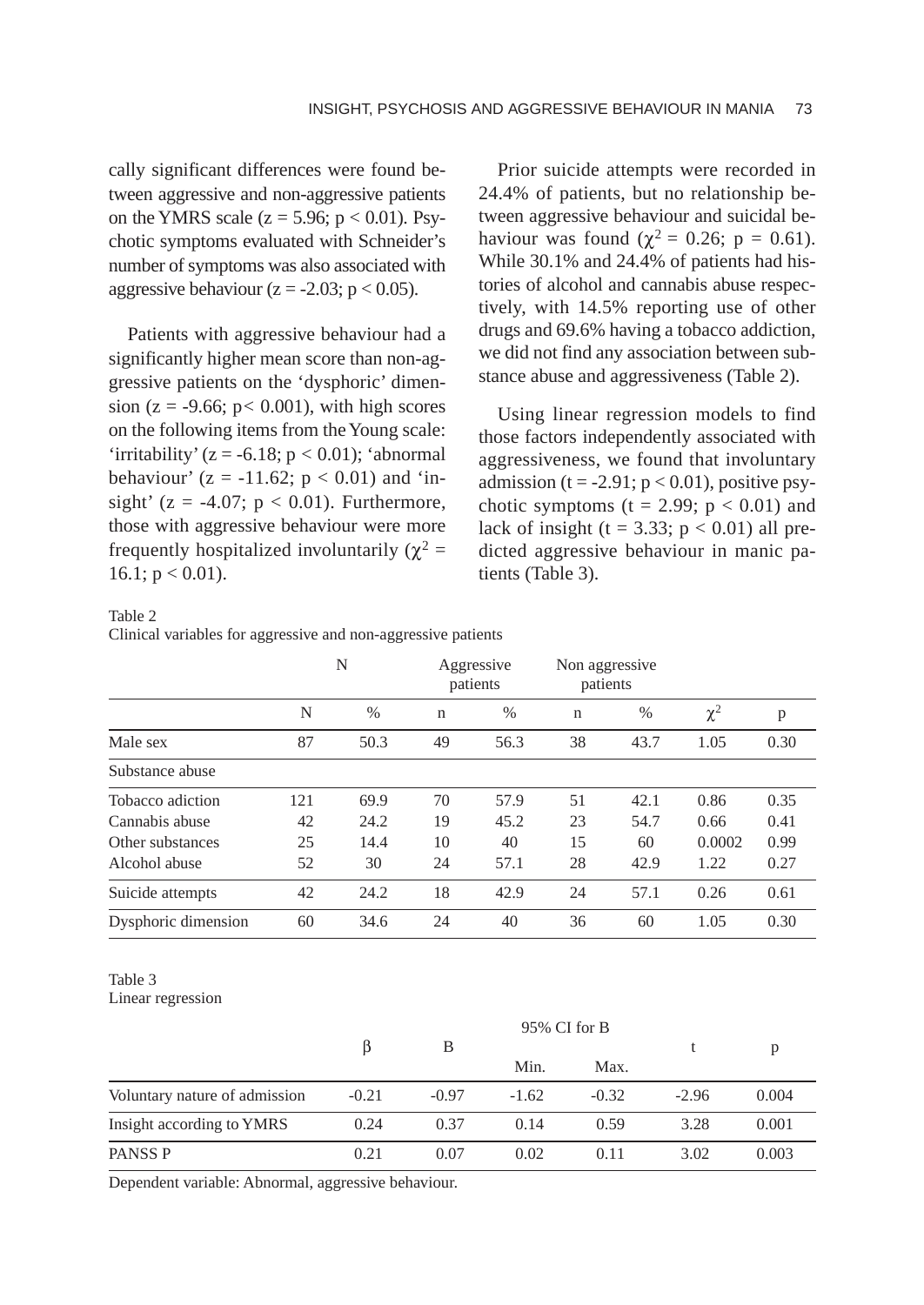cally significant differences were found between aggressive and non-aggressive patients on the YMRS scale ($z = 5.96$; $p < 0.01$). Psychotic symptoms evaluated with Schneider's number of symptoms was also associated with aggressive behaviour ($z = -2.03$; $p < 0.05$).

Patients with aggressive behaviour had a significantly higher mean score than non-aggressive patients on the 'dysphoric' dimension ($z = -9.66$; $p < 0.001$), with high scores on the following items from the Young scale: 'irritability' ($z = -6.18$; $p < 0.01$); 'abnormal behaviour' ($z = -11.62$; $p < 0.01$) and 'insight' ($z = -4.07$; $p < 0.01$). Furthermore, those with aggressive behaviour were more frequently hospitalized involuntarily ($\chi^2 = 16.1$; $p < 0.01$).

Prior suicide attempts were recorded in 24.4% of patients, but no relationship between aggressive behaviour and suicidal behaviour was found ($\chi^2 = 0.26$; $p = 0.61$). While 30.1% and 24.4% of patients had histories of alcohol and cannabis abuse respectively, with 14.5% reporting use of other drugs and 69.6% having a tobacco addiction, we did not find any association between substance abuse and aggressiveness (Table 2).

Using linear regression models to find those factors independently associated with aggressiveness, we found that involuntary admission ($t = -2.91$; $p < 0.01$), positive psychotic symptoms ($t = 2.99$; $p < 0.01$) and lack of insight ($t = 3.33$; $p < 0.01$) all predicted aggressive behaviour in manic patients (Table 3).

Table 2
Clinical variables for aggressive and non-aggressive patients

| | N | | Aggressive patients | | Non aggressive patients | | | |
|---|---|---|---|---|---|---|---|---|
| | N | % | n | % | n | % | $\chi^2$ | p |
| Male sex | 87 | 50.3 | 49 | 56.3 | 38 | 43.7 | 1.05 | 0.30 |
| Substance abuse | | | | | | | | |
| Tobacco adiction | 121 | 69.9 | 70 | 57.9 | 51 | 42.1 | 0.86 | 0.35 |
| Cannabis abuse | 42 | 24.2 | 19 | 45.2 | 23 | 54.7 | 0.66 | 0.41 |
| Other substances | 25 | 14.4 | 10 | 40 | 15 | 60 | 0.0002 | 0.99 |
| Alcohol abuse | 52 | 30 | 24 | 57.1 | 28 | 42.9 | 1.22 | 0.27 |
| Suicide attempts | 42 | 24.2 | 18 | 42.9 | 24 | 57.1 | 0.26 | 0.61 |
| Dysphoric dimension | 60 | 34.6 | 24 | 40 | 36 | 60 | 1.05 | 0.30 |

Table 3
Linear regression

| | β | B | 95% CI for B | | t | p |
|---|---|---|---|---|---|---|
| | | | Min. | Max. | | |
| Voluntary nature of admission | -0.21 | -0.97 | -1.62 | -0.32 | -2.96 | 0.004 |
| Insight according to YMRS | 0.24 | 0.37 | 0.14 | 0.59 | 3.28 | 0.001 |
| PANSS P | 0.21 | 0.07 | 0.02 | 0.11 | 3.02 | 0.003 |

Dependent variable: Abnormal, aggressive behaviour.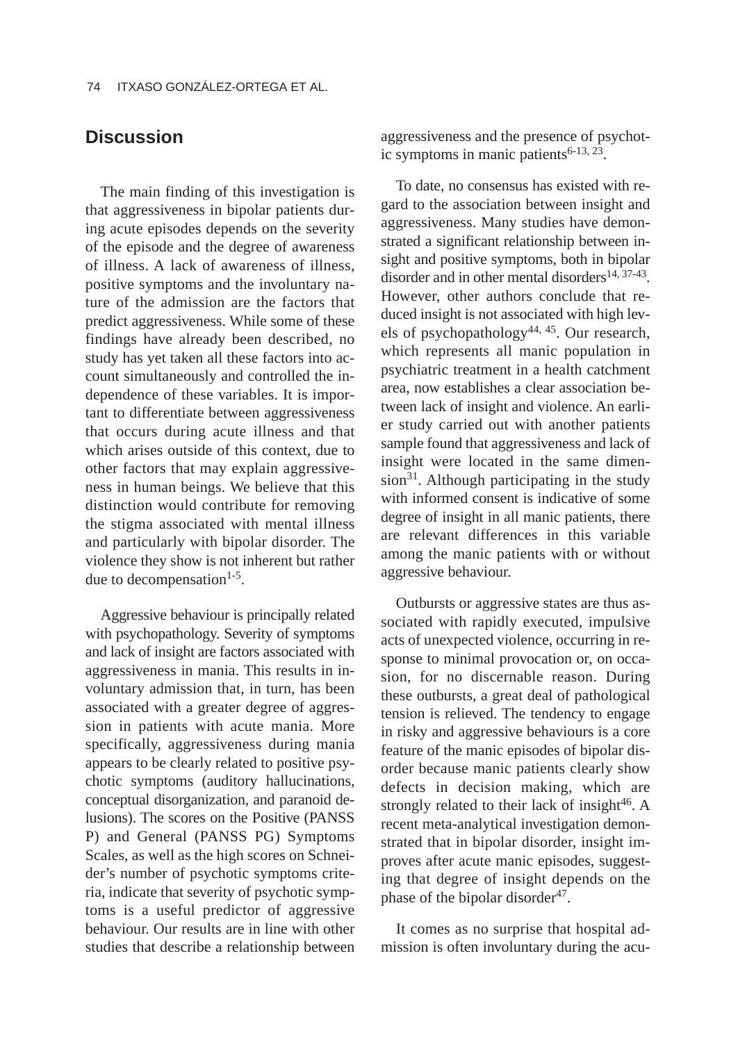## Discussion

The main finding of this investigation is that aggressiveness in bipolar patients during acute episodes depends on the severity of the episode and the degree of awareness of illness. A lack of awareness of illness, positive symptoms and the involuntary nature of the admission are the factors that predict aggressiveness. While some of these findings have already been described, no study has yet taken all these factors into account simultaneously and controlled the independence of these variables. It is important to differentiate between aggressiveness that occurs during acute illness and that which arises outside of this context, due to other factors that may explain aggressiveness in human beings. We believe that this distinction would contribute for removing the stigma associated with mental illness and particularly with bipolar disorder. The violence they show is not inherent but rather due to decompensation[1-5].

Aggressive behaviour is principally related with psychopathology. Severity of symptoms and lack of insight are factors associated with aggressiveness in mania. This results in involuntary admission that, in turn, has been associated with a greater degree of aggression in patients with acute mania. More specifically, aggressiveness during mania appears to be clearly related to positive psychotic symptoms (auditory hallucinations, conceptual disorganization, and paranoid delusions). The scores on the Positive (PANSS P) and General (PANSS PG) Symptoms Scales, as well as the high scores on Schneider's number of psychotic symptoms criteria, indicate that severity of psychotic symptoms is a useful predictor of aggressive behaviour. Our results are in line with other studies that describe a relationship between aggressiveness and the presence of psychotic symptoms in manic patients[6-13, 23].

To date, no consensus has existed with regard to the association between insight and aggressiveness. Many studies have demonstrated a significant relationship between insight and positive symptoms, both in bipolar disorder and in other mental disorders[14, 37-43]. However, other authors conclude that reduced insight is not associated with high levels of psychopathology[44, 45]. Our research, which represents all manic population in psychiatric treatment in a health catchment area, now establishes a clear association between lack of insight and violence. An earlier study carried out with another patients sample found that aggressiveness and lack of insight were located in the same dimension[31]. Although participating in the study with informed consent is indicative of some degree of insight in all manic patients, there are relevant differences in this variable among the manic patients with or without aggressive behaviour.

Outbursts or aggressive states are thus associated with rapidly executed, impulsive acts of unexpected violence, occurring in response to minimal provocation or, on occasion, for no discernable reason. During these outbursts, a great deal of pathological tension is relieved. The tendency to engage in risky and aggressive behaviours is a core feature of the manic episodes of bipolar disorder because manic patients clearly show defects in decision making, which are strongly related to their lack of insight[46]. A recent meta-analytical investigation demonstrated that in bipolar disorder, insight improves after acute manic episodes, suggesting that degree of insight depends on the phase of the bipolar disorder[47].

It comes as no surprise that hospital admission is often involuntary during the acu-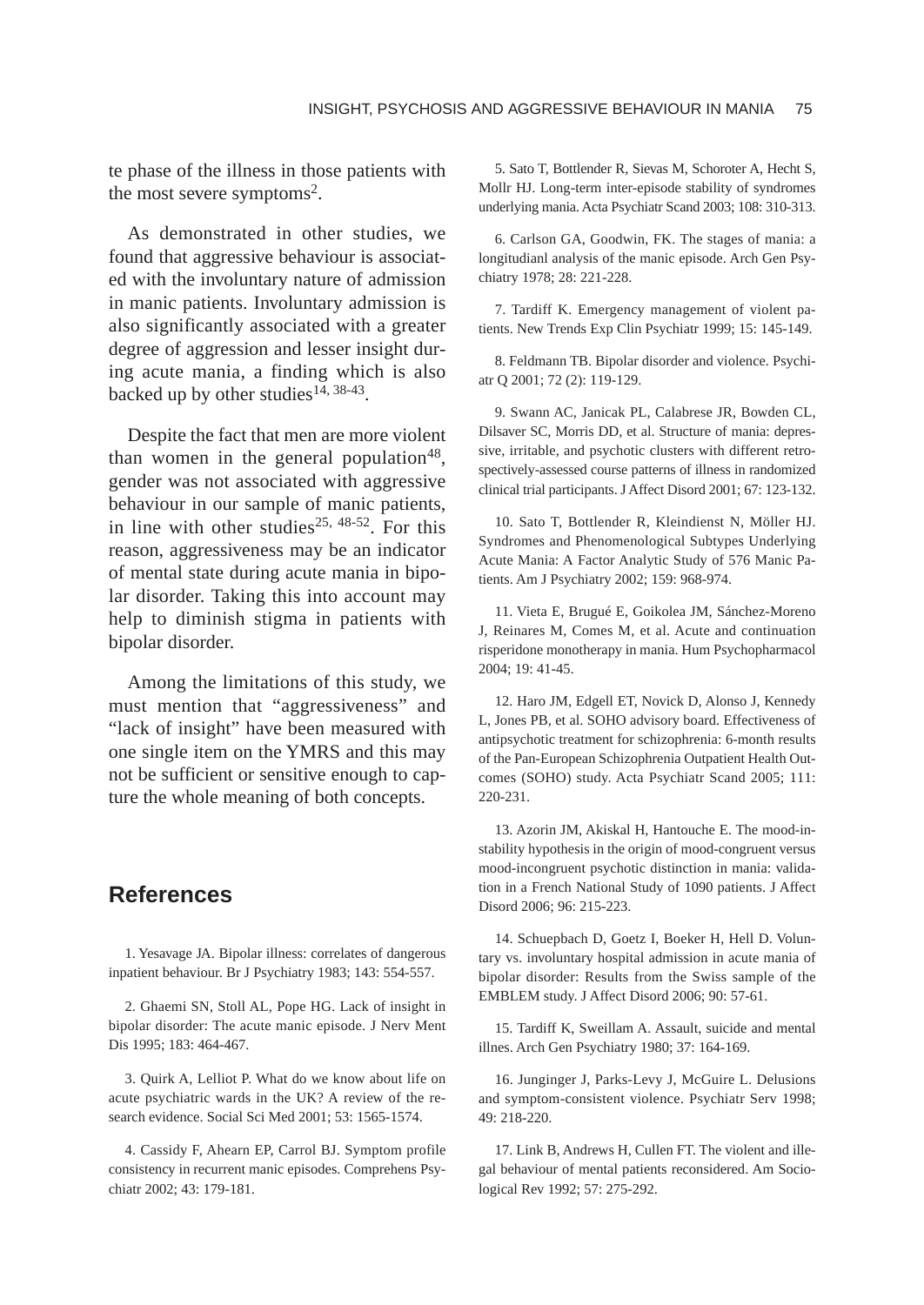te phase of the illness in those patients with the most severe symptoms[2].

As demonstrated in other studies, we found that aggressive behaviour is associated with the involuntary nature of admission in manic patients. Involuntary admission is also significantly associated with a greater degree of aggression and lesser insight during acute mania, a finding which is also backed up by other studies[14, 38-43].

Despite the fact that men are more violent than women in the general population[48], gender was not associated with aggressive behaviour in our sample of manic patients, in line with other studies[25, 48-52]. For this reason, aggressiveness may be an indicator of mental state during acute mania in bipolar disorder. Taking this into account may help to diminish stigma in patients with bipolar disorder.

Among the limitations of this study, we must mention that "aggressiveness" and "lack of insight" have been measured with one single item on the YMRS and this may not be sufficient or sensitive enough to capture the whole meaning of both concepts.

## References

1. Yesavage JA. Bipolar illness: correlates of dangerous inpatient behaviour. Br J Psychiatry 1983; 143: 554-557.

2. Ghaemi SN, Stoll AL, Pope HG. Lack of insight in bipolar disorder: The acute manic episode. J Nerv Ment Dis 1995; 183: 464-467.

3. Quirk A, Lelliot P. What do we know about life on acute psychiatric wards in the UK? A review of the research evidence. Social Sci Med 2001; 53: 1565-1574.

4. Cassidy F, Ahearn EP, Carrol BJ. Symptom profile consistency in recurrent manic episodes. Comprehens Psychiatr 2002; 43: 179-181.

5. Sato T, Bottlender R, Sievas M, Schoroter A, Hecht S, Mollr HJ. Long-term inter-episode stability of syndromes underlying mania. Acta Psychiatr Scand 2003; 108: 310-313.

6. Carlson GA, Goodwin, FK. The stages of mania: a longitudianl analysis of the manic episode. Arch Gen Psychiatry 1978; 28: 221-228.

7. Tardiff K. Emergency management of violent patients. New Trends Exp Clin Psychiatr 1999; 15: 145-149.

8. Feldmann TB. Bipolar disorder and violence. Psychiatr Q 2001; 72 (2): 119-129.

9. Swann AC, Janicak PL, Calabrese JR, Bowden CL, Dilsaver SC, Morris DD, et al. Structure of mania: depressive, irritable, and psychotic clusters with different retrospectively-assessed course patterns of illness in randomized clinical trial participants. J Affect Disord 2001; 67: 123-132.

10. Sato T, Bottlender R, Kleindienst N, Möller HJ. Syndromes and Phenomenological Subtypes Underlying Acute Mania: A Factor Analytic Study of 576 Manic Patients. Am J Psychiatry 2002; 159: 968-974.

11. Vieta E, Brugué E, Goikolea JM, Sánchez-Moreno J, Reinares M, Comes M, et al. Acute and continuation risperidone monotherapy in mania. Hum Psychopharmacol 2004; 19: 41-45.

12. Haro JM, Edgell ET, Novick D, Alonso J, Kennedy L, Jones PB, et al. SOHO advisory board. Effectiveness of antipsychotic treatment for schizophrenia: 6-month results of the Pan-European Schizophrenia Outpatient Health Outcomes (SOHO) study. Acta Psychiatr Scand 2005; 111: 220-231.

13. Azorin JM, Akiskal H, Hantouche E. The mood-instability hypothesis in the origin of mood-congruent versus mood-incongruent psychotic distinction in mania: validation in a French National Study of 1090 patients. J Affect Disord 2006; 96: 215-223.

14. Schuepbach D, Goetz I, Boeker H, Hell D. Voluntary vs. involuntary hospital admission in acute mania of bipolar disorder: Results from the Swiss sample of the EMBLEM study. J Affect Disord 2006; 90: 57-61.

15. Tardiff K, Sweillam A. Assault, suicide and mental illnes. Arch Gen Psychiatry 1980; 37: 164-169.

16. Junginger J, Parks-Levy J, McGuire L. Delusions and symptom-consistent violence. Psychiatr Serv 1998; 49: 218-220.

17. Link B, Andrews H, Cullen FT. The violent and illegal behaviour of mental patients reconsidered. Am Sociological Rev 1992; 57: 275-292.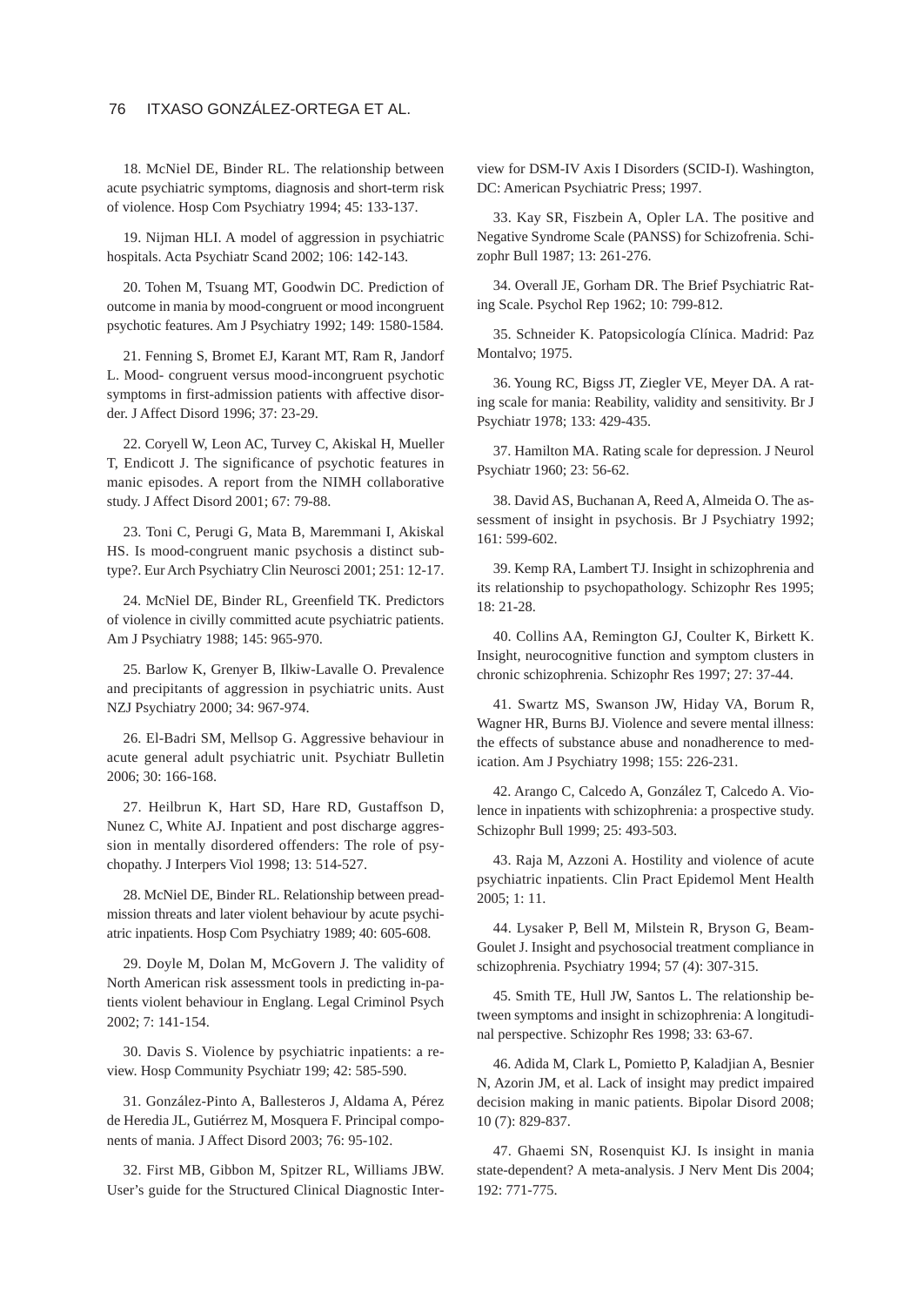18. McNiel DE, Binder RL. The relationship between acute psychiatric symptoms, diagnosis and short-term risk of violence. Hosp Com Psychiatry 1994; 45: 133-137.

19. Nijman HLI. A model of aggression in psychiatric hospitals. Acta Psychiatr Scand 2002; 106: 142-143.

20. Tohen M, Tsuang MT, Goodwin DC. Prediction of outcome in mania by mood-congruent or mood incongruent psychotic features. Am J Psychiatry 1992; 149: 1580-1584.

21. Fenning S, Bromet EJ, Karant MT, Ram R, Jandorf L. Mood- congruent versus mood-incongruent psychotic symptoms in first-admission patients with affective disorder. J Affect Disord 1996; 37: 23-29.

22. Coryell W, Leon AC, Turvey C, Akiskal H, Mueller T, Endicott J. The significance of psychotic features in manic episodes. A report from the NIMH collaborative study. J Affect Disord 2001; 67: 79-88.

23. Toni C, Perugi G, Mata B, Maremmani I, Akiskal HS. Is mood-congruent manic psychosis a distinct subtype?. Eur Arch Psychiatry Clin Neurosci 2001; 251: 12-17.

24. McNiel DE, Binder RL, Greenfield TK. Predictors of violence in civilly committed acute psychiatric patients. Am J Psychiatry 1988; 145: 965-970.

25. Barlow K, Grenyer B, Ilkiw-Lavalle O. Prevalence and precipitants of aggression in psychiatric units. Aust NZJ Psychiatry 2000; 34: 967-974.

26. El-Badri SM, Mellsop G. Aggressive behaviour in acute general adult psychiatric unit. Psychiatr Bulletin 2006; 30: 166-168.

27. Heilbrun K, Hart SD, Hare RD, Gustaffson D, Nunez C, White AJ. Inpatient and post discharge aggression in mentally disordered offenders: The role of psychopathy. J Interpers Viol 1998; 13: 514-527.

28. McNiel DE, Binder RL. Relationship between preadmission threats and later violent behaviour by acute psychiatric inpatients. Hosp Com Psychiatry 1989; 40: 605-608.

29. Doyle M, Dolan M, McGovern J. The validity of North American risk assessment tools in predicting in-patients violent behaviour in Englang. Legal Criminol Psych 2002; 7: 141-154.

30. Davis S. Violence by psychiatric inpatients: a review. Hosp Community Psychiatr 199; 42: 585-590.

31. González-Pinto A, Ballesteros J, Aldama A, Pérez de Heredia JL, Gutiérrez M, Mosquera F. Principal components of mania. J Affect Disord 2003; 76: 95-102.

32. First MB, Gibbon M, Spitzer RL, Williams JBW. User's guide for the Structured Clinical Diagnostic Interview for DSM-IV Axis I Disorders (SCID-I). Washington, DC: American Psychiatric Press; 1997.

33. Kay SR, Fiszbein A, Opler LA. The positive and Negative Syndrome Scale (PANSS) for Schizofrenia. Schizophr Bull 1987; 13: 261-276.

34. Overall JE, Gorham DR. The Brief Psychiatric Rating Scale. Psychol Rep 1962; 10: 799-812.

35. Schneider K. Patopsicología Clínica. Madrid: Paz Montalvo; 1975.

36. Young RC, Bigss JT, Ziegler VE, Meyer DA. A rating scale for mania: Reability, validity and sensitivity. Br J Psychiatr 1978; 133: 429-435.

37. Hamilton MA. Rating scale for depression. J Neurol Psychiatr 1960; 23: 56-62.

38. David AS, Buchanan A, Reed A, Almeida O. The assessment of insight in psychosis. Br J Psychiatry 1992; 161: 599-602.

39. Kemp RA, Lambert TJ. Insight in schizophrenia and its relationship to psychopathology. Schizophr Res 1995; 18: 21-28.

40. Collins AA, Remington GJ, Coulter K, Birkett K. Insight, neurocognitive function and symptom clusters in chronic schizophrenia. Schizophr Res 1997; 27: 37-44.

41. Swartz MS, Swanson JW, Hiday VA, Borum R, Wagner HR, Burns BJ. Violence and severe mental illness: the effects of substance abuse and nonadherence to medication. Am J Psychiatry 1998; 155: 226-231.

42. Arango C, Calcedo A, González T, Calcedo A. Violence in inpatients with schizophrenia: a prospective study. Schizophr Bull 1999; 25: 493-503.

43. Raja M, Azzoni A. Hostility and violence of acute psychiatric inpatients. Clin Pract Epidemol Ment Health 2005; 1: 11.

44. Lysaker P, Bell M, Milstein R, Bryson G, Beam-Goulet J. Insight and psychosocial treatment compliance in schizophrenia. Psychiatry 1994; 57 (4): 307-315.

45. Smith TE, Hull JW, Santos L. The relationship between symptoms and insight in schizophrenia: A longitudinal perspective. Schizophr Res 1998; 33: 63-67.

46. Adida M, Clark L, Pomietto P, Kaladjian A, Besnier N, Azorin JM, et al. Lack of insight may predict impaired decision making in manic patients. Bipolar Disord 2008; 10 (7): 829-837.

47. Ghaemi SN, Rosenquist KJ. Is insight in mania state-dependent? A meta-analysis. J Nerv Ment Dis 2004; 192: 771-775.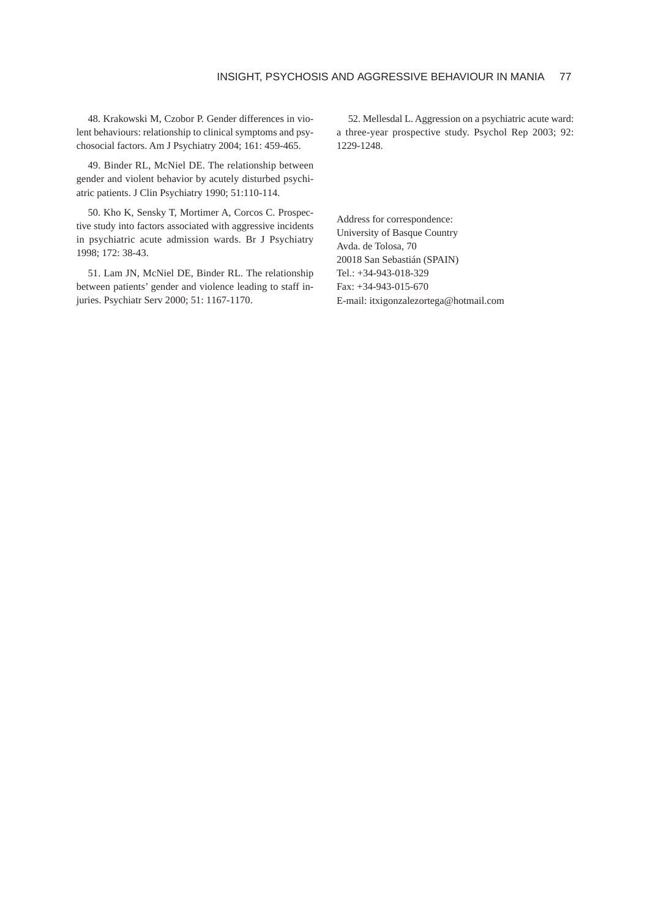48. Krakowski M, Czobor P. Gender differences in violent behaviours: relationship to clinical symptoms and psychosocial factors. Am J Psychiatry 2004; 161: 459-465.

49. Binder RL, McNiel DE. The relationship between gender and violent behavior by acutely disturbed psychiatric patients. J Clin Psychiatry 1990; 51:110-114.

50. Kho K, Sensky T, Mortimer A, Corcos C. Prospective study into factors associated with aggressive incidents in psychiatric acute admission wards. Br J Psychiatry 1998; 172: 38-43.

51. Lam JN, McNiel DE, Binder RL. The relationship between patients' gender and violence leading to staff injuries. Psychiatr Serv 2000; 51: 1167-1170.

52. Mellesdal L. Aggression on a psychiatric acute ward: a three-year prospective study. Psychol Rep 2003; 92: 1229-1248.

Address for correspondence:
University of Basque Country
Avda. de Tolosa, 70
20018 San Sebastián (SPAIN)
Tel.: +34-943-018-329
Fax: +34-943-015-670
E-mail: itxigonzalezortega@hotmail.com